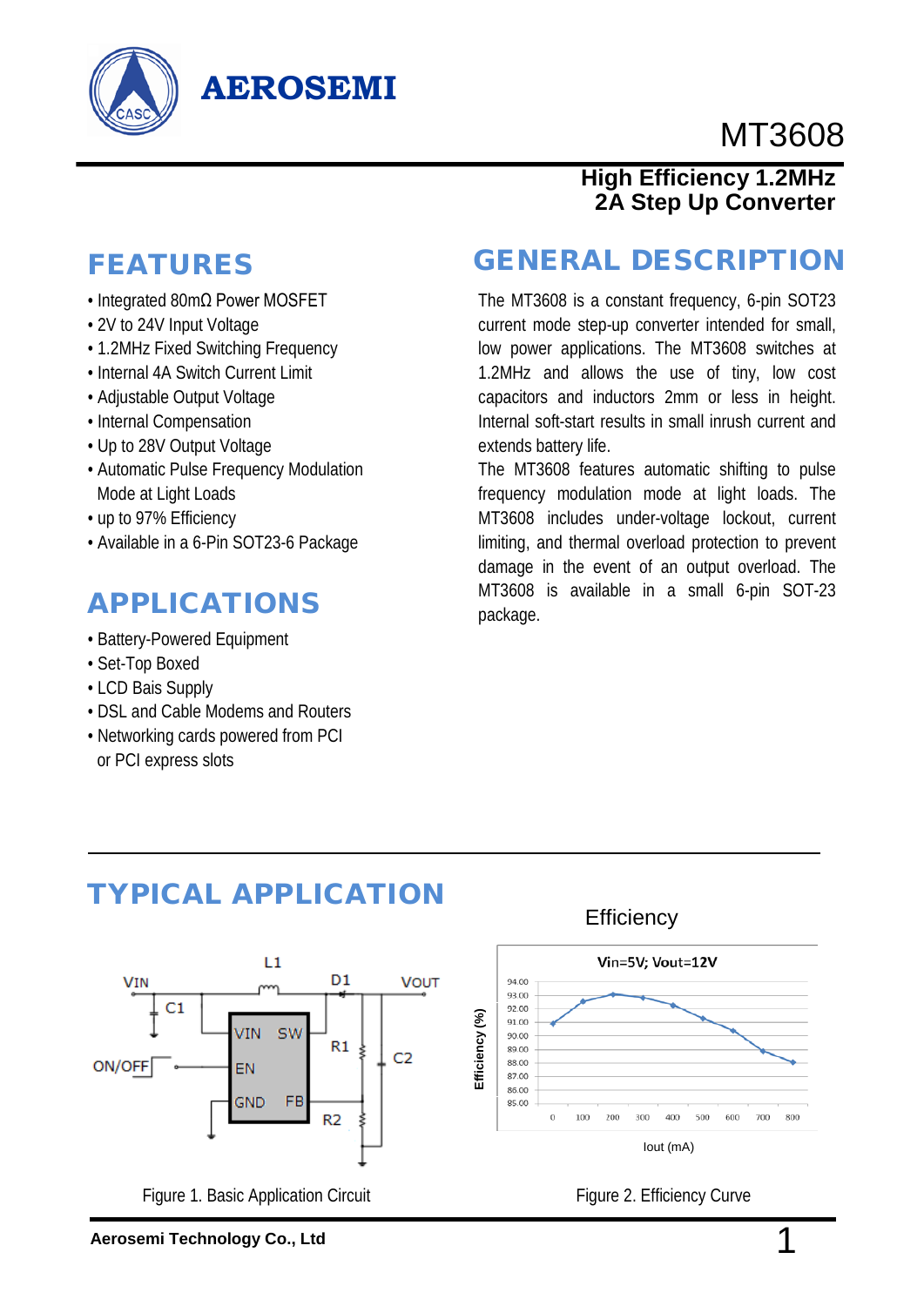# AEROSEMI

# MT3608

**High Efficiency 1.2MHz 2A Step Up Converter**

## FEATURES

- Integrated 80mΩ Power MOSFET
- 2V to 24V Input Voltage
- 1.2MHz Fixed Switching Frequency
- Internal 4A Switch Current Limit
- Adjustable Output Voltage
- Internal Compensation
- Up to 28V Output Voltage
- Automatic Pulse Frequency Modulation Mode at Light Loads
- up to 97% Efficiency
- Available in a 6-Pin SOT23-6 Package

## APPLICATIONS

- Battery-Powered Equipment
- Set-Top Boxed
- LCD Bais Supply
- DSL and Cable Modems and Routers
- Networking cards powered from PCI or PCI express slots

## GENERAL DESCRIPTION

The MT3608 is a constant frequency, 6-pin SOT23 current mode step-up converter intended for small, low power applications. The MT3608 switches at 1.2MHz and allows the use of tiny, low cost capacitors and inductors 2mm or less in height. Internal soft-start results in small inrush current and extends battery life.

The MT3608 features automatic shifting to pulse frequency modulation mode at light loads. The MT3608 includes under-voltage lockout, current limiting, and thermal overload protection to prevent damage in the event of an output overload. The MT3608 is available in a small 6-pin SOT-23 package.

## TYPICAL APPLICATION

Figure 1. Basic Application Circuit

Figure 2. Efficiency Curve

Aerosemi Technology Co., Ltd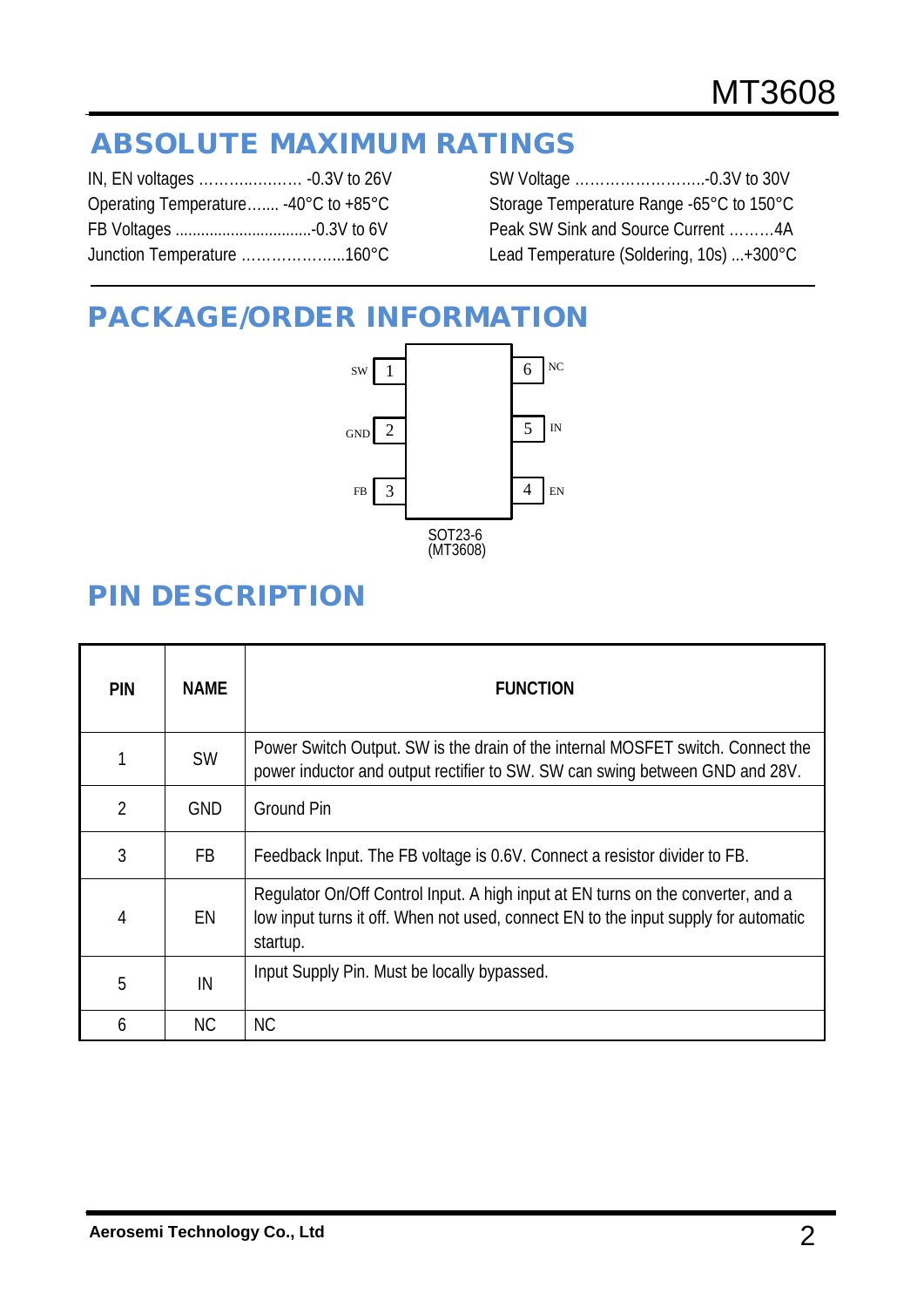## ABSOLUTE MAXIMUM RATINGS

IN, EN voltages ………………… -0.3V to 26V
Operating Temperature……. -40°C to +85°C
FB Voltages ...............................-0.3V to 6V
Junction Temperature ………………..160°C

SW Voltage ……………………..-0.3V to 30V
Storage Temperature Range -65°C to 150°C
Peak SW Sink and Source Current ………4A
Lead Temperature (Soldering, 10s) ...+300°C

## PACKAGE/ORDER INFORMATION

SW 1, GND 2, FB 3, EN 4, IN 5, NC 6

SOT23-6
(MT3608)

## PIN DESCRIPTION

| PIN | NAME | FUNCTION |
|---|---|---|
| 1 | SW | Power Switch Output. SW is the drain of the internal MOSFET switch. Connect the power inductor and output rectifier to SW. SW can swing between GND and 28V. |
| 2 | GND | Ground Pin |
| 3 | FB | Feedback Input. The FB voltage is 0.6V. Connect a resistor divider to FB. |
| 4 | EN | Regulator On/Off Control Input. A high input at EN turns on the converter, and a low input turns it off. When not used, connect EN to the input supply for automatic startup. |
| 5 | IN | Input Supply Pin. Must be locally bypassed. |
| 6 | NC | NC |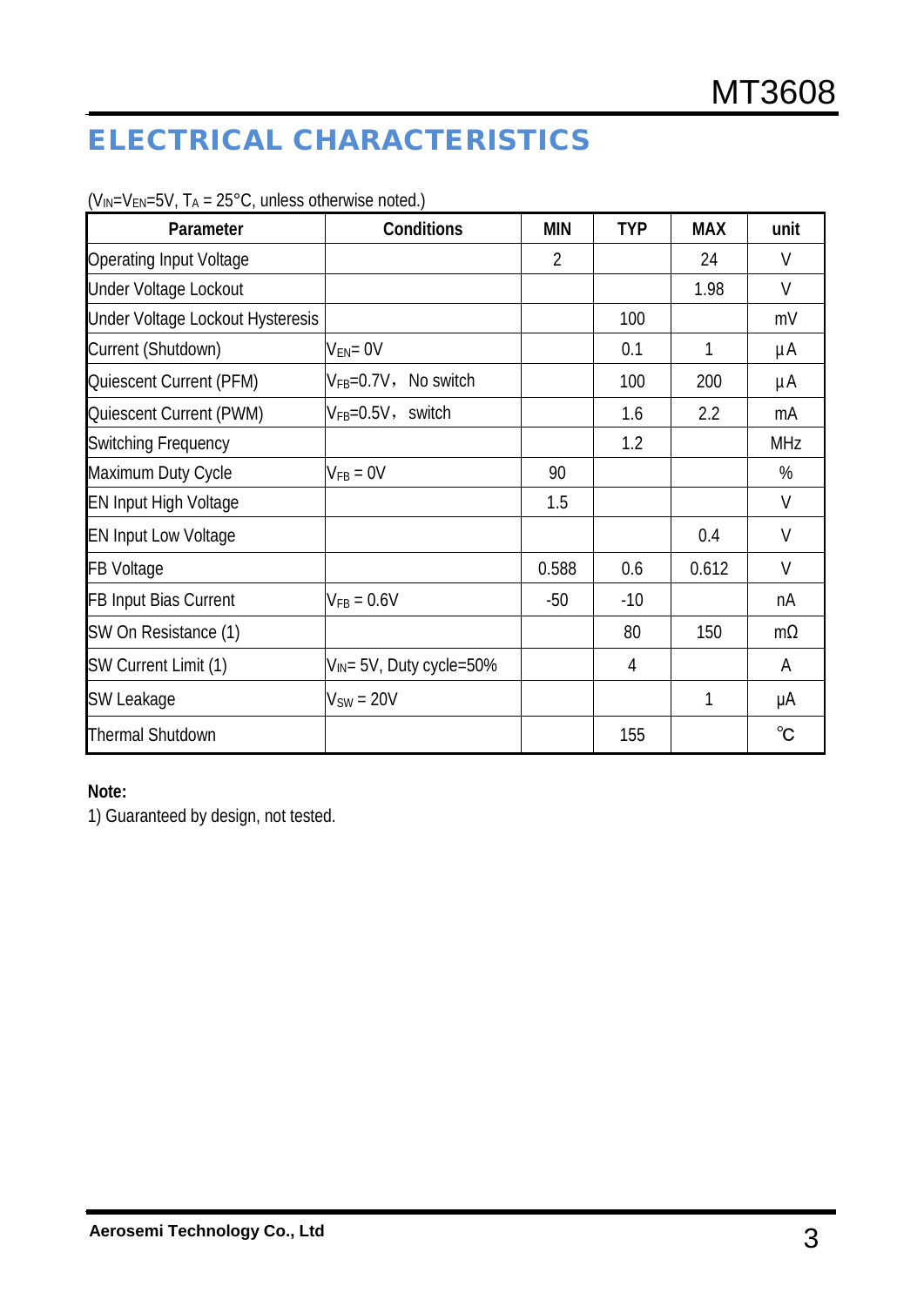## ELECTRICAL CHARACTERISTICS

($V_{IN}$=$V_{EN}$=5V, $T_A$ = 25°C, unless otherwise noted.)

| Parameter | Conditions | MIN | TYP | MAX | unit |
|---|---|---|---|---|---|
| Operating Input Voltage | | 2 | | 24 | V |
| Under Voltage Lockout | | | | 1.98 | V |
| Under Voltage Lockout Hysteresis | | | 100 | | mV |
| Current (Shutdown) | $V_{EN}$= 0V | | 0.1 | 1 | μA |
| Quiescent Current (PFM) | $V_{FB}$=0.7V， No switch | | 100 | 200 | μA |
| Quiescent Current (PWM) | $V_{FB}$=0.5V， switch | | 1.6 | 2.2 | mA |
| Switching Frequency | | | 1.2 | | MHz |
| Maximum Duty Cycle | $V_{FB}$ = 0V | 90 | | | % |
| EN Input High Voltage | | 1.5 | | | V |
| EN Input Low Voltage | | | | 0.4 | V |
| FB Voltage | | 0.588 | 0.6 | 0.612 | V |
| FB Input Bias Current | $V_{FB}$ = 0.6V | -50 | -10 | | nA |
| SW On Resistance (1) | | | 80 | 150 | mΩ |
| SW Current Limit (1) | $V_{IN}$= 5V, Duty cycle=50% | | 4 | | A |
| SW Leakage | $V_{SW}$ = 20V | | | 1 | μA |
| Thermal Shutdown | | | 155 | | ℃ |

**Note:**

1) Guaranteed by design, not tested.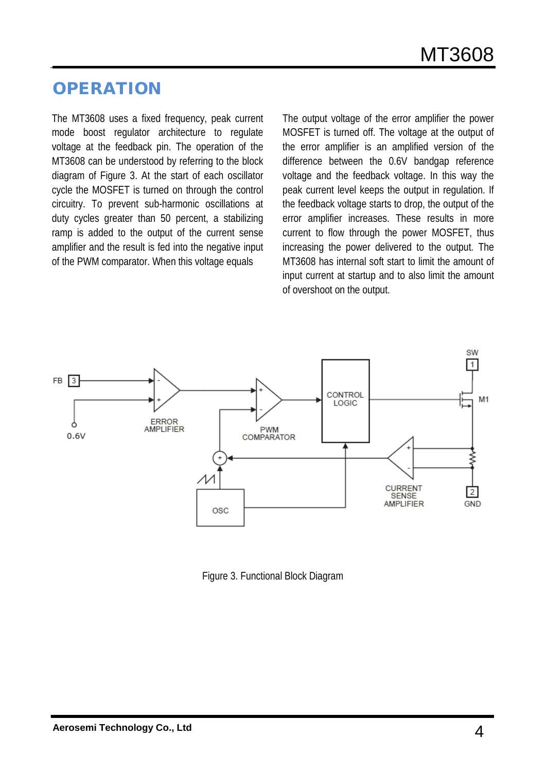## OPERATION

The MT3608 uses a fixed frequency, peak current mode boost regulator architecture to regulate voltage at the feedback pin. The operation of the MT3608 can be understood by referring to the block diagram of Figure 3. At the start of each oscillator cycle the MOSFET is turned on through the control circuitry. To prevent sub-harmonic oscillations at duty cycles greater than 50 percent, a stabilizing ramp is added to the output of the current sense amplifier and the result is fed into the negative input of the PWM comparator. When this voltage equals The output voltage of the error amplifier the power MOSFET is turned off. The voltage at the output of the error amplifier is an amplified version of the difference between the 0.6V bandgap reference voltage and the feedback voltage. In this way the peak current level keeps the output in regulation. If the feedback voltage starts to drop, the output of the error amplifier increases. These results in more current to flow through the power MOSFET, thus increasing the power delivered to the output. The MT3608 has internal soft start to limit the amount of input current at startup and to also limit the amount of overshoot on the output.

Figure 3. Functional Block Diagram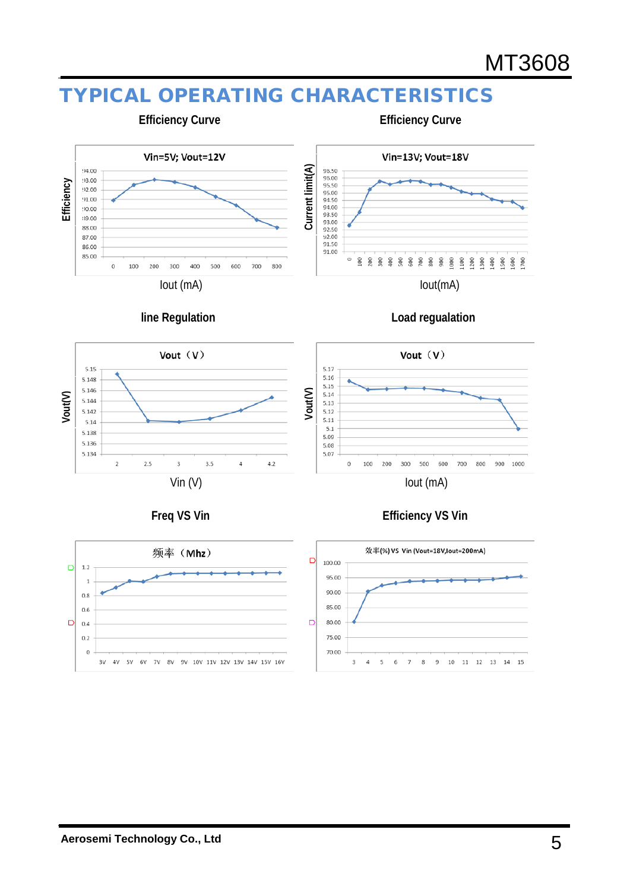# TYPICAL OPERATING CHARACTERISTICS

**Efficiency Curve**

Vin=5V; Vout=12V

Efficiency

Iout (mA)

**Efficiency Curve**

Vin=13V; Vout=18V

Current limit(A)

Iout(mA)

**line Regulation**

Vout（V）

Vout(V)

Vin (V)

**Load regulation**

Vout（V）

Vout(V)

Iout (mA)

**Freq VS Vin**

频率（Mhz）

**Efficiency VS Vin**

效率(%) VS Vin (Vout=18V,Iout=200mA)

Aerosemi Technology Co., Ltd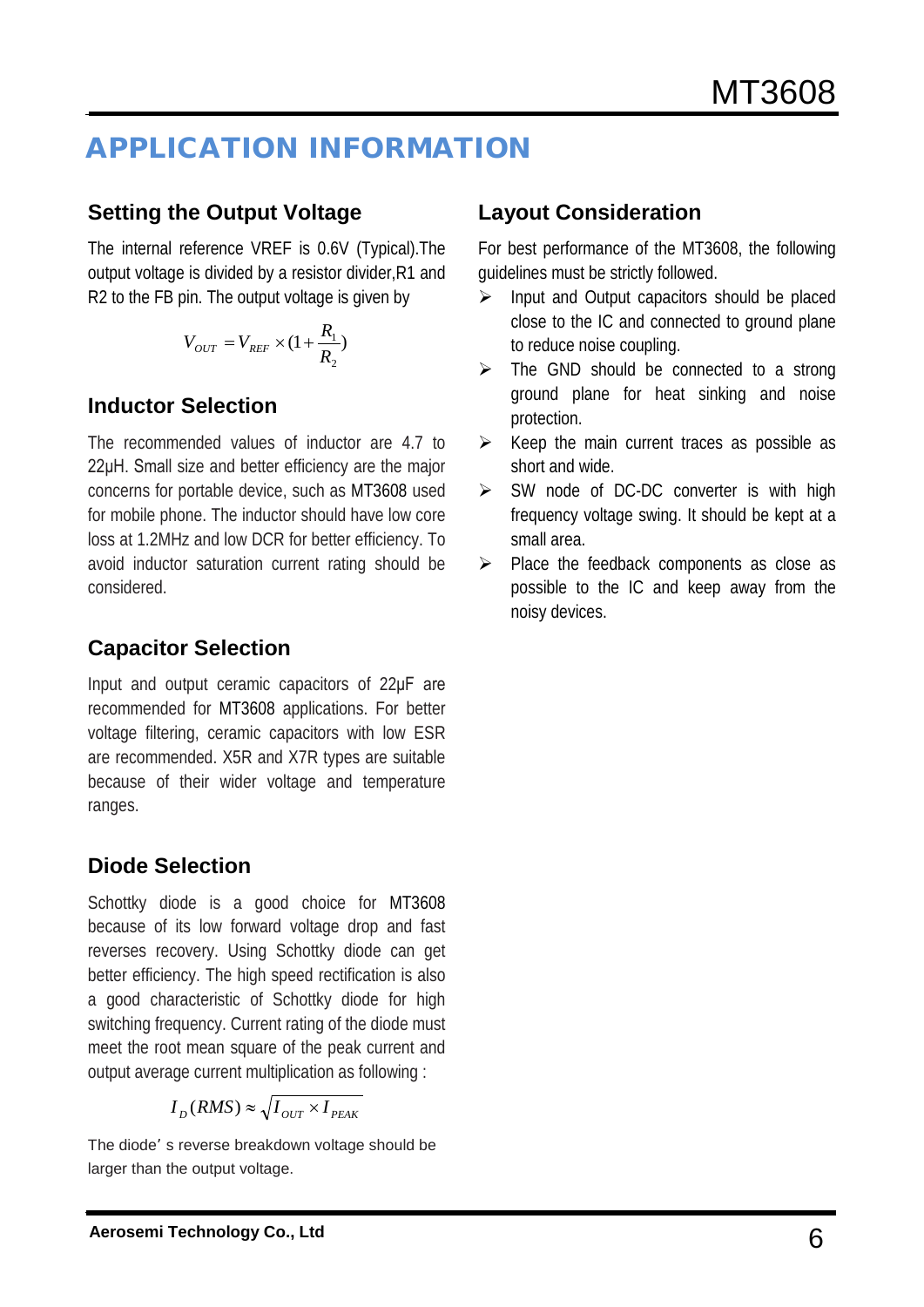# APPLICATION INFORMATION

## Setting the Output Voltage

The internal reference VREF is 0.6V (Typical).The output voltage is divided by a resistor divider,R1 and R2 to the FB pin. The output voltage is given by

$$V_{OUT} = V_{REF} \times (1 + \frac{R_1}{R_2})$$

## Inductor Selection

The recommended values of inductor are 4.7 to 22μH. Small size and better efficiency are the major concerns for portable device, such as MT3608 used for mobile phone. The inductor should have low core loss at 1.2MHz and low DCR for better efficiency. To avoid inductor saturation current rating should be considered.

## Capacitor Selection

Input and output ceramic capacitors of 22μF are recommended for MT3608 applications. For better voltage filtering, ceramic capacitors with low ESR are recommended. X5R and X7R types are suitable because of their wider voltage and temperature ranges.

## Diode Selection

Schottky diode is a good choice for MT3608 because of its low forward voltage drop and fast reverses recovery. Using Schottky diode can get better efficiency. The high speed rectification is also a good characteristic of Schottky diode for high switching frequency. Current rating of the diode must meet the root mean square of the peak current and output average current multiplication as following :

$$I_D(RMS) \approx \sqrt{I_{OUT} \times I_{PEAK}}$$

The diode' s reverse breakdown voltage should be larger than the output voltage.

## Layout Consideration

For best performance of the MT3608, the following guidelines must be strictly followed.

- Input and Output capacitors should be placed close to the IC and connected to ground plane to reduce noise coupling.
- The GND should be connected to a strong ground plane for heat sinking and noise protection.
- Keep the main current traces as possible as short and wide.
- SW node of DC-DC converter is with high frequency voltage swing. It should be kept at a small area.
- Place the feedback components as close as possible to the IC and keep away from the noisy devices.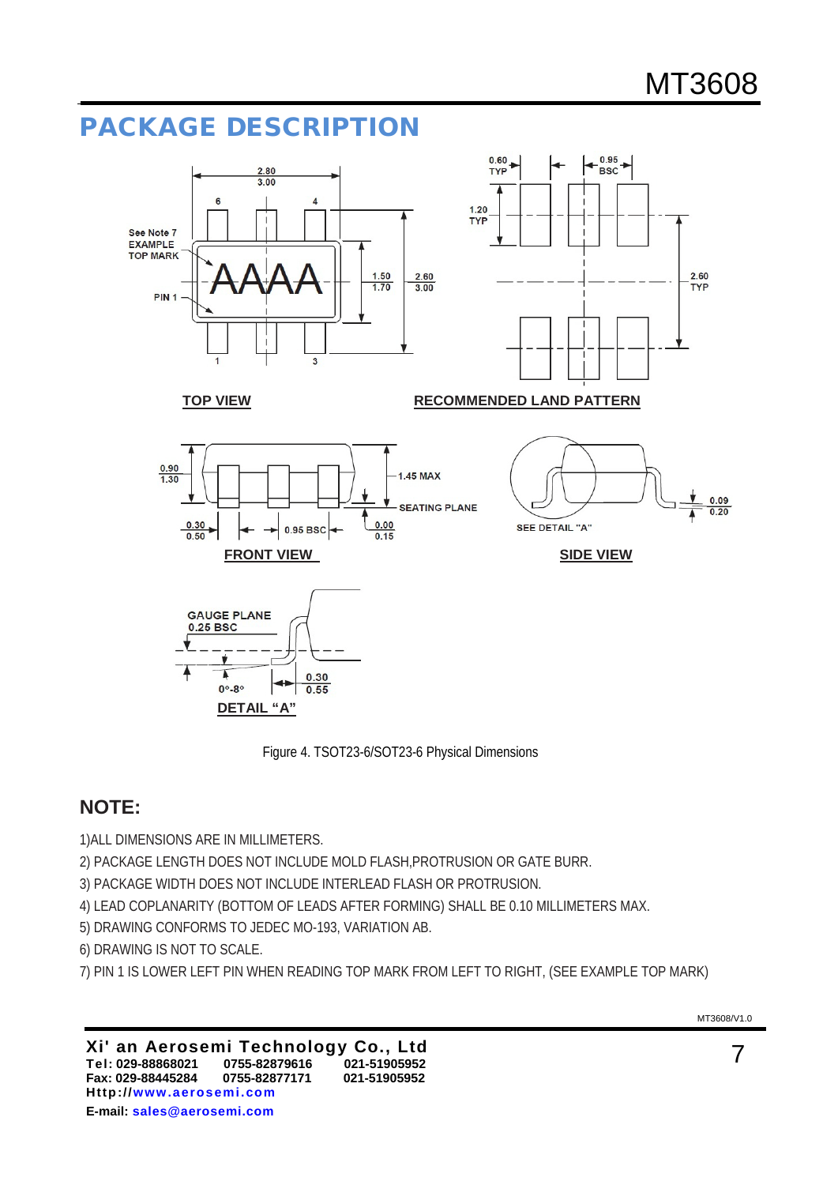## PACKAGE DESCRIPTION

TOP VIEW

See Note 7
EXAMPLE
TOP MARK

AAAA

PIN 1

2.80
3.00

6
4
1
3

1.50
1.70

2.60
3.00

RECOMMENDED LAND PATTERN

0.60
TYP

0.95
BSC

1.20
TYP

2.60
TYP

FRONT VIEW

0.90
1.30

1.45 MAX

SEATING PLANE

0.30
0.50

0.95 BSC

0.00
0.15

SIDE VIEW

SEE DETAIL "A"

0.09
0.20

DETAIL "A"

GAUGE PLANE
0.25 BSC

0°-8°

0.30
0.55

Figure 4. TSOT23-6/SOT23-6 Physical Dimensions

## NOTE:

1)ALL DIMENSIONS ARE IN MILLIMETERS.

2) PACKAGE LENGTH DOES NOT INCLUDE MOLD FLASH,PROTRUSION OR GATE BURR.

3) PACKAGE WIDTH DOES NOT INCLUDE INTERLEAD FLASH OR PROTRUSION.

4) LEAD COPLANARITY (BOTTOM OF LEADS AFTER FORMING) SHALL BE 0.10 MILLIMETERS MAX.

5) DRAWING CONFORMS TO JEDEC MO-193, VARIATION AB.

6) DRAWING IS NOT TO SCALE.

7) PIN 1 IS LOWER LEFT PIN WHEN READING TOP MARK FROM LEFT TO RIGHT, (SEE EXAMPLE TOP MARK)

MT3608/V1.0

**Xi' an Aerosemi Technology Co., Ltd**
**Tel: 029-88868021 0755-82879616 021-51905952**
**Fax: 029-88445284 0755-82877171 021-51905952**
**Http://www.aerosemi.com**
**E-mail: sales@aerosemi.com**